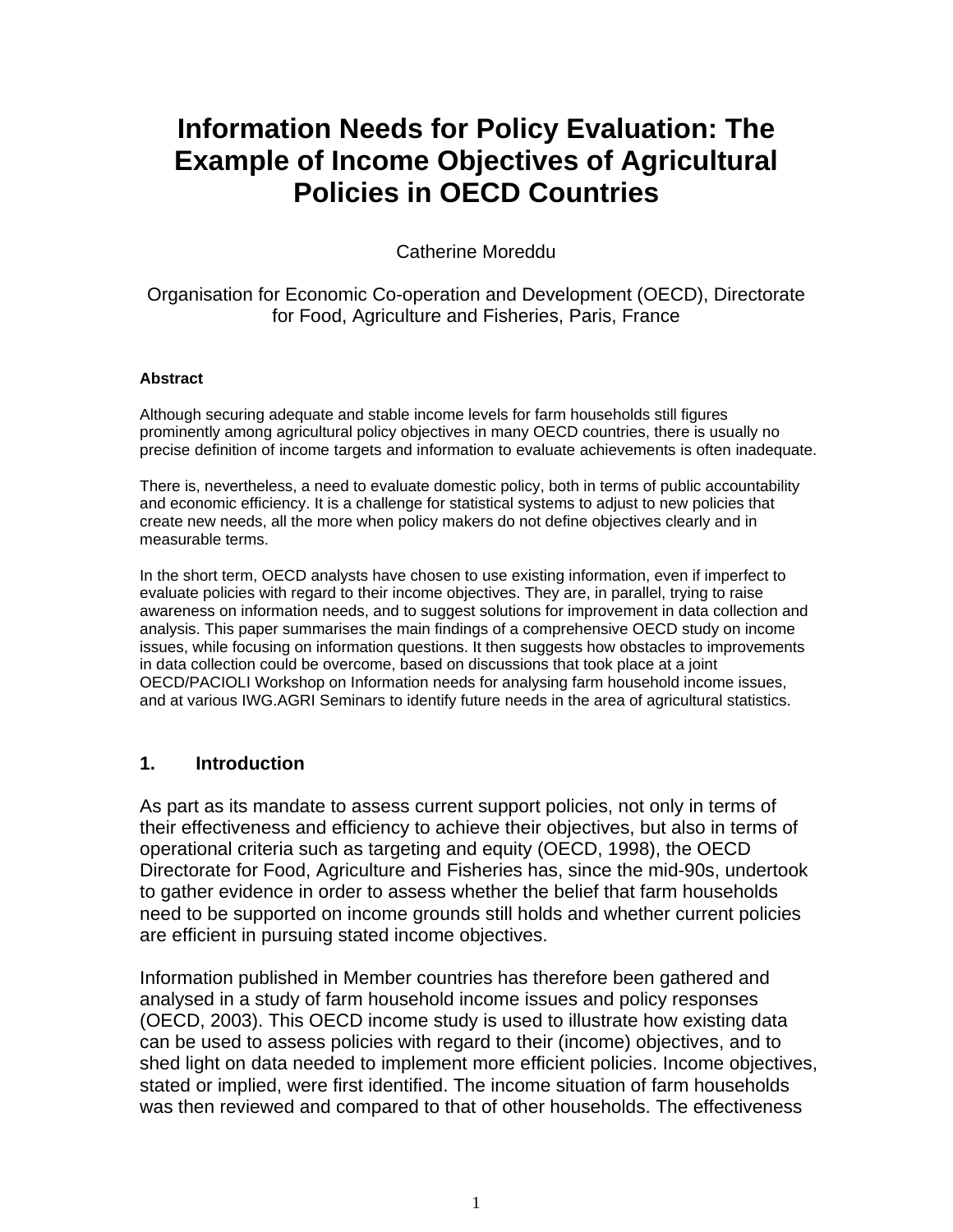# Information Needs for Policy Evaluation: The Example of Income Objectives of Agricultural Policies in OECD Countries

Catherine Moreddu

Organisation for Economic Co-operation and Development (OECD), Directorate for Food, Agriculture and Fisheries, Paris, France

**Abstract**

Although securing adequate and stable income levels for farm households still figures prominently among agricultural policy objectives in many OECD countries, there is usually no precise definition of income targets and information to evaluate achievements is often inadequate.

There is, nevertheless, a need to evaluate domestic policy, both in terms of public accountability and economic efficiency. It is a challenge for statistical systems to adjust to new policies that create new needs, all the more when policy makers do not define objectives clearly and in measurable terms.

In the short term, OECD analysts have chosen to use existing information, even if imperfect to evaluate policies with regard to their income objectives. They are, in parallel, trying to raise awareness on information needs, and to suggest solutions for improvement in data collection and analysis. This paper summarises the main findings of a comprehensive OECD study on income issues, while focusing on information questions. It then suggests how obstacles to improvements in data collection could be overcome, based on discussions that took place at a joint OECD/PACIOLI Workshop on Information needs for analysing farm household income issues, and at various IWG.AGRI Seminars to identify future needs in the area of agricultural statistics.

## 1. Introduction

As part as its mandate to assess current support policies, not only in terms of their effectiveness and efficiency to achieve their objectives, but also in terms of operational criteria such as targeting and equity (OECD, 1998), the OECD Directorate for Food, Agriculture and Fisheries has, since the mid-90s, undertook to gather evidence in order to assess whether the belief that farm households need to be supported on income grounds still holds and whether current policies are efficient in pursuing stated income objectives.

Information published in Member countries has therefore been gathered and analysed in a study of farm household income issues and policy responses (OECD, 2003). This OECD income study is used to illustrate how existing data can be used to assess policies with regard to their (income) objectives, and to shed light on data needed to implement more efficient policies. Income objectives, stated or implied, were first identified. The income situation of farm households was then reviewed and compared to that of other households. The effectiveness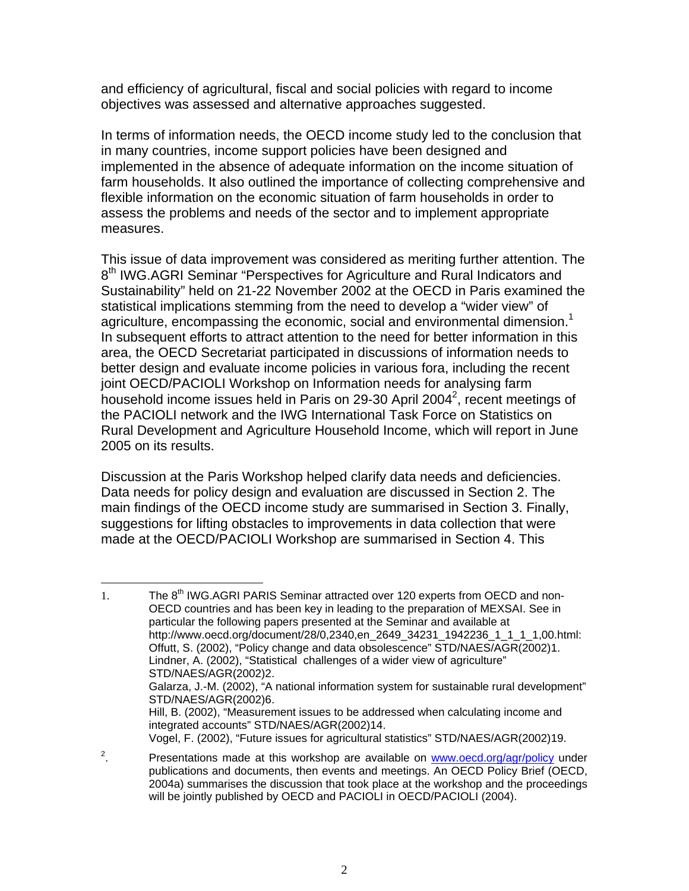and efficiency of agricultural, fiscal and social policies with regard to income objectives was assessed and alternative approaches suggested.

In terms of information needs, the OECD income study led to the conclusion that in many countries, income support policies have been designed and implemented in the absence of adequate information on the income situation of farm households. It also outlined the importance of collecting comprehensive and flexible information on the economic situation of farm households in order to assess the problems and needs of the sector and to implement appropriate measures.

This issue of data improvement was considered as meriting further attention. The 8th IWG.AGRI Seminar "Perspectives for Agriculture and Rural Indicators and Sustainability" held on 21-22 November 2002 at the OECD in Paris examined the statistical implications stemming from the need to develop a "wider view" of agriculture, encompassing the economic, social and environmental dimension.[1] In subsequent efforts to attract attention to the need for better information in this area, the OECD Secretariat participated in discussions of information needs to better design and evaluate income policies in various fora, including the recent joint OECD/PACIOLI Workshop on Information needs for analysing farm household income issues held in Paris on 29-30 April 2004[2], recent meetings of the PACIOLI network and the IWG International Task Force on Statistics on Rural Development and Agriculture Household Income, which will report in June 2005 on its results.

Discussion at the Paris Workshop helped clarify data needs and deficiencies. Data needs for policy design and evaluation are discussed in Section 2. The main findings of the OECD income study are summarised in Section 3. Finally, suggestions for lifting obstacles to improvements in data collection that were made at the OECD/PACIOLI Workshop are summarised in Section 4. This

---

1. The 8th IWG.AGRI PARIS Seminar attracted over 120 experts from OECD and non-OECD countries and has been key in leading to the preparation of MEXSAI. See in particular the following papers presented at the Seminar and available at http://www.oecd.org/document/28/0,2340,en_2649_34231_1942236_1_1_1_1,00.html:
   Offutt, S. (2002), "Policy change and data obsolescence" STD/NAES/AGR(2002)1.
   Lindner, A. (2002), "Statistical challenges of a wider view of agriculture" STD/NAES/AGR(2002)2.
   Galarza, J.-M. (2002), "A national information system for sustainable rural development" STD/NAES/AGR(2002)6.
   Hill, B. (2002), "Measurement issues to be addressed when calculating income and integrated accounts" STD/NAES/AGR(2002)14.
   Vogel, F. (2002), "Future issues for agricultural statistics" STD/NAES/AGR(2002)19.

2. Presentations made at this workshop are available on www.oecd.org/agr/policy under publications and documents, then events and meetings. An OECD Policy Brief (OECD, 2004a) summarises the discussion that took place at the workshop and the proceedings will be jointly published by OECD and PACIOLI in OECD/PACIOLI (2004).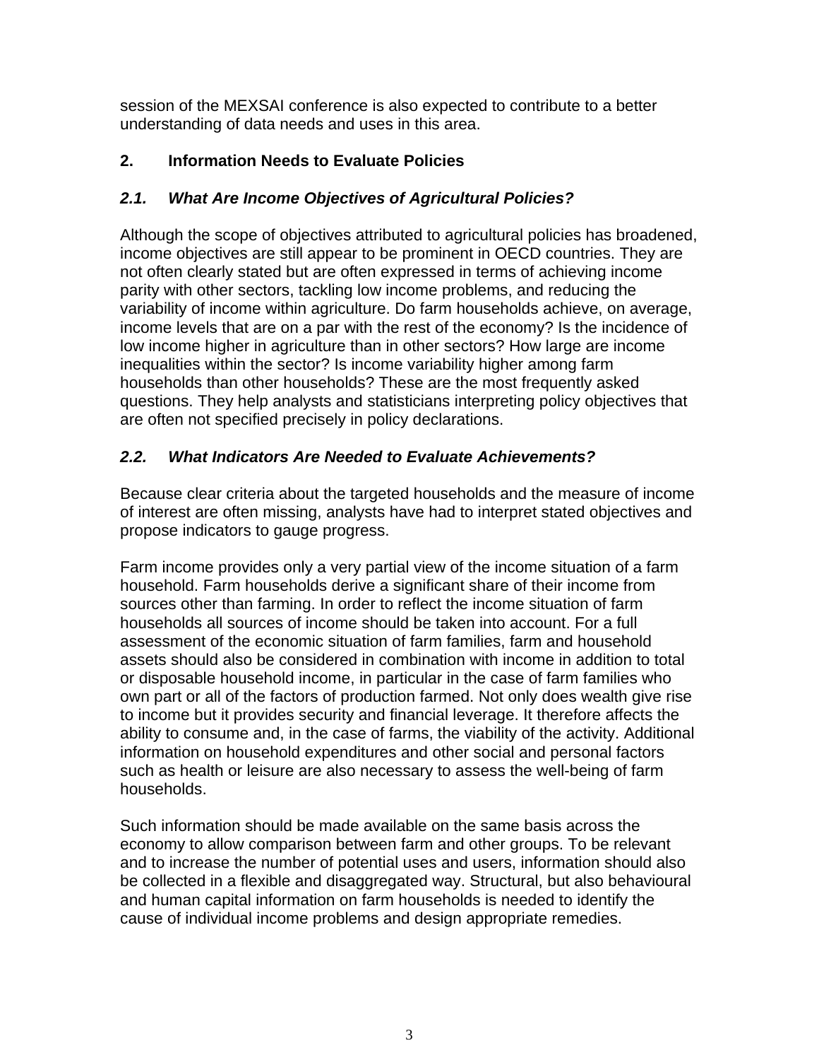session of the MEXSAI conference is also expected to contribute to a better understanding of data needs and uses in this area.

## 2. Information Needs to Evaluate Policies

### *2.1. What Are Income Objectives of Agricultural Policies?*

Although the scope of objectives attributed to agricultural policies has broadened, income objectives are still appear to be prominent in OECD countries. They are not often clearly stated but are often expressed in terms of achieving income parity with other sectors, tackling low income problems, and reducing the variability of income within agriculture. Do farm households achieve, on average, income levels that are on a par with the rest of the economy? Is the incidence of low income higher in agriculture than in other sectors? How large are income inequalities within the sector? Is income variability higher among farm households than other households? These are the most frequently asked questions. They help analysts and statisticians interpreting policy objectives that are often not specified precisely in policy declarations.

### *2.2. What Indicators Are Needed to Evaluate Achievements?*

Because clear criteria about the targeted households and the measure of income of interest are often missing, analysts have had to interpret stated objectives and propose indicators to gauge progress.

Farm income provides only a very partial view of the income situation of a farm household. Farm households derive a significant share of their income from sources other than farming. In order to reflect the income situation of farm households all sources of income should be taken into account. For a full assessment of the economic situation of farm families, farm and household assets should also be considered in combination with income in addition to total or disposable household income, in particular in the case of farm families who own part or all of the factors of production farmed. Not only does wealth give rise to income but it provides security and financial leverage. It therefore affects the ability to consume and, in the case of farms, the viability of the activity. Additional information on household expenditures and other social and personal factors such as health or leisure are also necessary to assess the well-being of farm households.

Such information should be made available on the same basis across the economy to allow comparison between farm and other groups. To be relevant and to increase the number of potential uses and users, information should also be collected in a flexible and disaggregated way. Structural, but also behavioural and human capital information on farm households is needed to identify the cause of individual income problems and design appropriate remedies.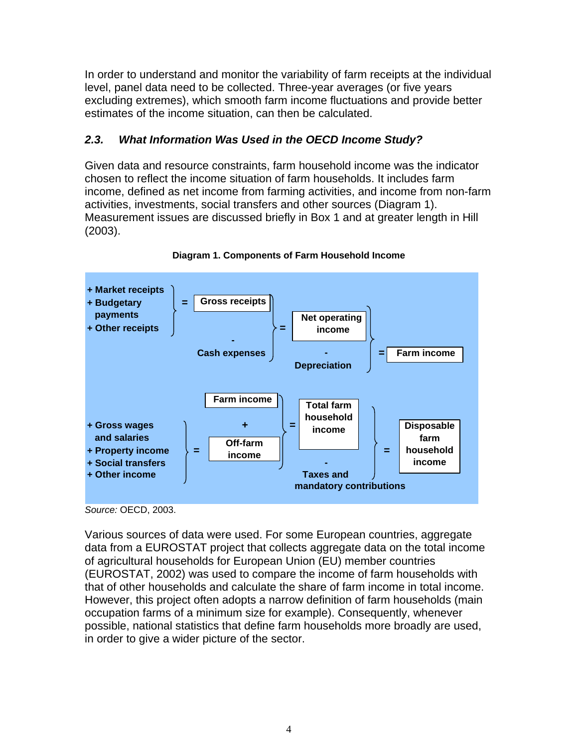In order to understand and monitor the variability of farm receipts at the individual level, panel data need to be collected. Three-year averages (or five years excluding extremes), which smooth farm income fluctuations and provide better estimates of the income situation, can then be calculated.

### *2.3. What Information Was Used in the OECD Income Study?*

Given data and resource constraints, farm household income was the indicator chosen to reflect the income situation of farm households. It includes farm income, defined as net income from farming activities, and income from non-farm activities, investments, social transfers and other sources (Diagram 1). Measurement issues are discussed briefly in Box 1 and at greater length in Hill (2003).

**Diagram 1. Components of Farm Household Income**

+ Market receipts
+ Budgetary payments
+ Other receipts

= **Gross receipts**

\- Cash expenses

= **Net operating income**

\- Depreciation

= **Farm income**

**Farm income**

\+

+ Gross wages and salaries
+ Property income
+ Social transfers
+ Other income

= **Off-farm income**

= **Total farm household income**

\- Taxes and mandatory contributions

= **Disposable farm household income**

*Source:* OECD, 2003.

Various sources of data were used. For some European countries, aggregate data from a EUROSTAT project that collects aggregate data on the total income of agricultural households for European Union (EU) member countries (EUROSTAT, 2002) was used to compare the income of farm households with that of other households and calculate the share of farm income in total income. However, this project often adopts a narrow definition of farm households (main occupation farms of a minimum size for example). Consequently, whenever possible, national statistics that define farm households more broadly are used, in order to give a wider picture of the sector.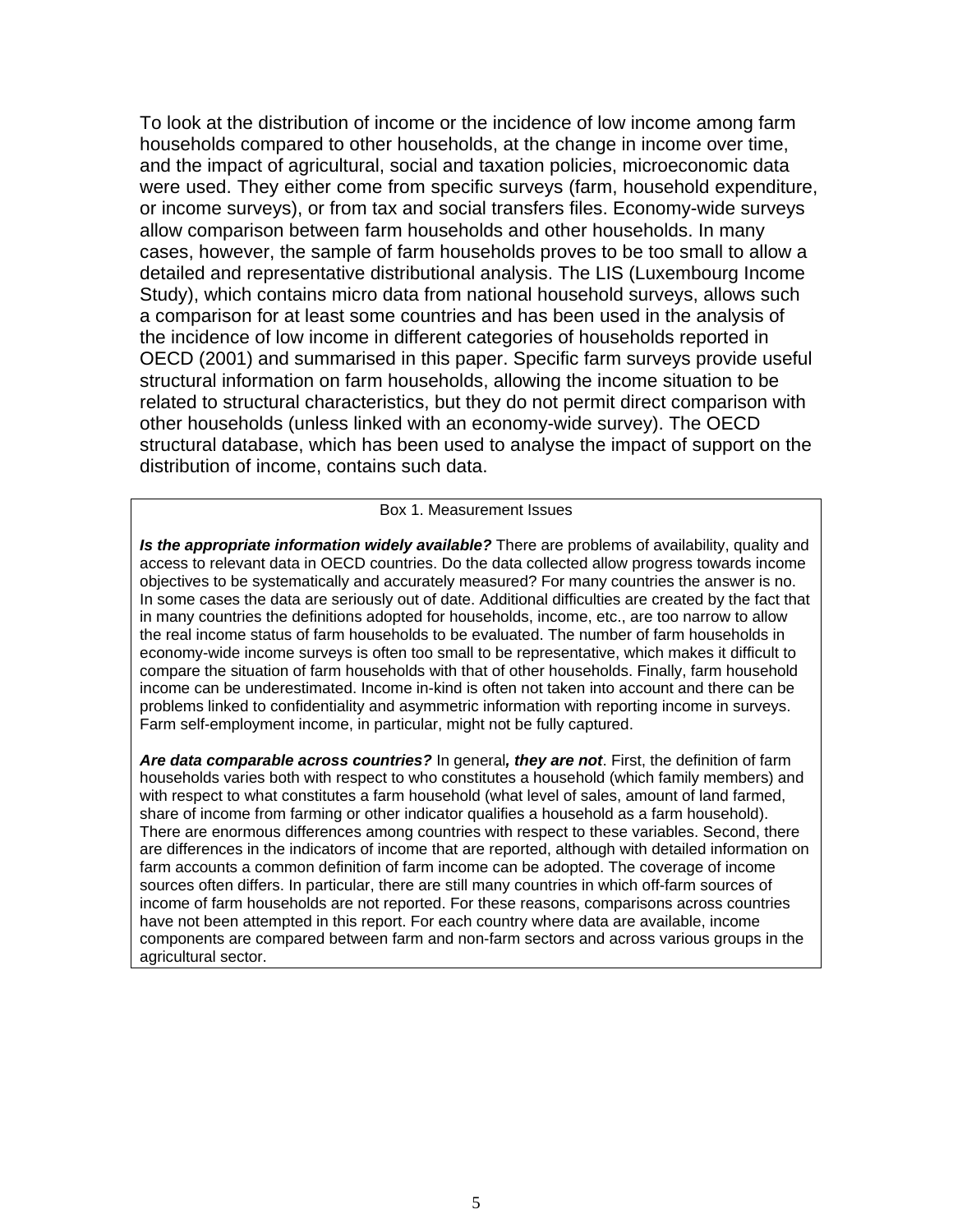To look at the distribution of income or the incidence of low income among farm households compared to other households, at the change in income over time, and the impact of agricultural, social and taxation policies, microeconomic data were used. They either come from specific surveys (farm, household expenditure, or income surveys), or from tax and social transfers files. Economy-wide surveys allow comparison between farm households and other households. In many cases, however, the sample of farm households proves to be too small to allow a detailed and representative distributional analysis. The LIS (Luxembourg Income Study), which contains micro data from national household surveys, allows such a comparison for at least some countries and has been used in the analysis of the incidence of low income in different categories of households reported in OECD (2001) and summarised in this paper. Specific farm surveys provide useful structural information on farm households, allowing the income situation to be related to structural characteristics, but they do not permit direct comparison with other households (unless linked with an economy-wide survey). The OECD structural database, which has been used to analyse the impact of support on the distribution of income, contains such data.

> Box 1. Measurement Issues
>
> ***Is the appropriate information widely available?*** There are problems of availability, quality and access to relevant data in OECD countries. Do the data collected allow progress towards income objectives to be systematically and accurately measured? For many countries the answer is no. In some cases the data are seriously out of date. Additional difficulties are created by the fact that in many countries the definitions adopted for households, income, etc., are too narrow to allow the real income status of farm households to be evaluated. The number of farm households in economy-wide income surveys is often too small to be representative, which makes it difficult to compare the situation of farm households with that of other households. Finally, farm household income can be underestimated. Income in-kind is often not taken into account and there can be problems linked to confidentiality and asymmetric information with reporting income in surveys. Farm self-employment income, in particular, might not be fully captured.
>
> ***Are data comparable across countries?*** In general***, they are not***. First, the definition of farm households varies both with respect to who constitutes a household (which family members) and with respect to what constitutes a farm household (what level of sales, amount of land farmed, share of income from farming or other indicator qualifies a household as a farm household). There are enormous differences among countries with respect to these variables. Second, there are differences in the indicators of income that are reported, although with detailed information on farm accounts a common definition of farm income can be adopted. The coverage of income sources often differs. In particular, there are still many countries in which off-farm sources of income of farm households are not reported. For these reasons, comparisons across countries have not been attempted in this report. For each country where data are available, income components are compared between farm and non-farm sectors and across various groups in the agricultural sector.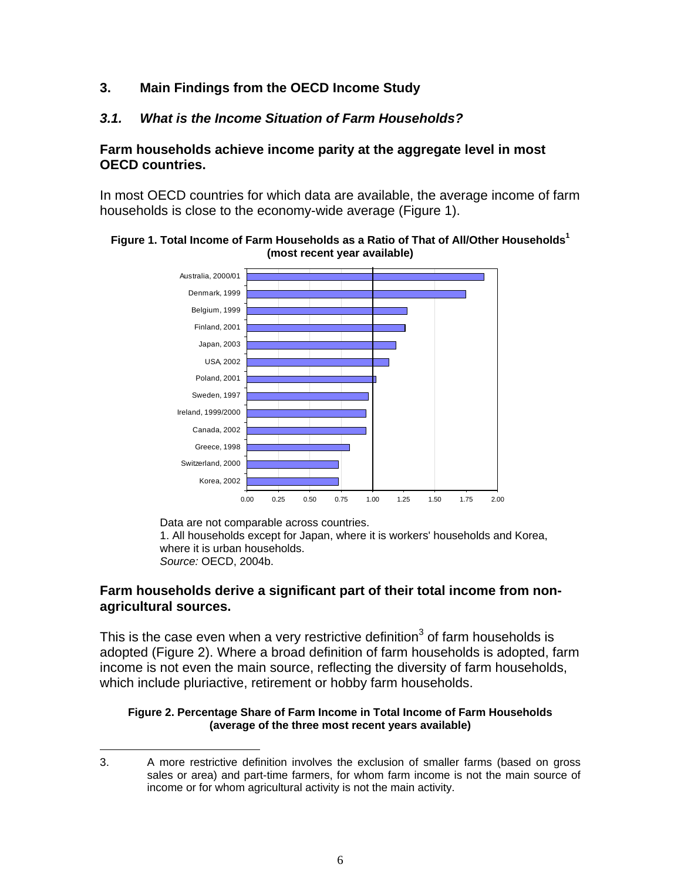## 3. Main Findings from the OECD Income Study

### *3.1. What is the Income Situation of Farm Households?*

**Farm households achieve income parity at the aggregate level in most OECD countries.**

In most OECD countries for which data are available, the average income of farm households is close to the economy-wide average (Figure 1).

**Figure 1. Total Income of Farm Households as a Ratio of That of All/Other Households[1] (most recent year available)**

Data are not comparable across countries.
1. All households except for Japan, where it is workers' households and Korea, where it is urban households.
*Source:* OECD, 2004b.

**Farm households derive a significant part of their total income from non-agricultural sources.**

This is the case even when a very restrictive definition[3] of farm households is adopted (Figure 2). Where a broad definition of farm households is adopted, farm income is not even the main source, reflecting the diversity of farm households, which include pluriactive, retirement or hobby farm households.

**Figure 2. Percentage Share of Farm Income in Total Income of Farm Households (average of the three most recent years available)**

3. A more restrictive definition involves the exclusion of smaller farms (based on gross sales or area) and part-time farmers, for whom farm income is not the main source of income or for whom agricultural activity is not the main activity.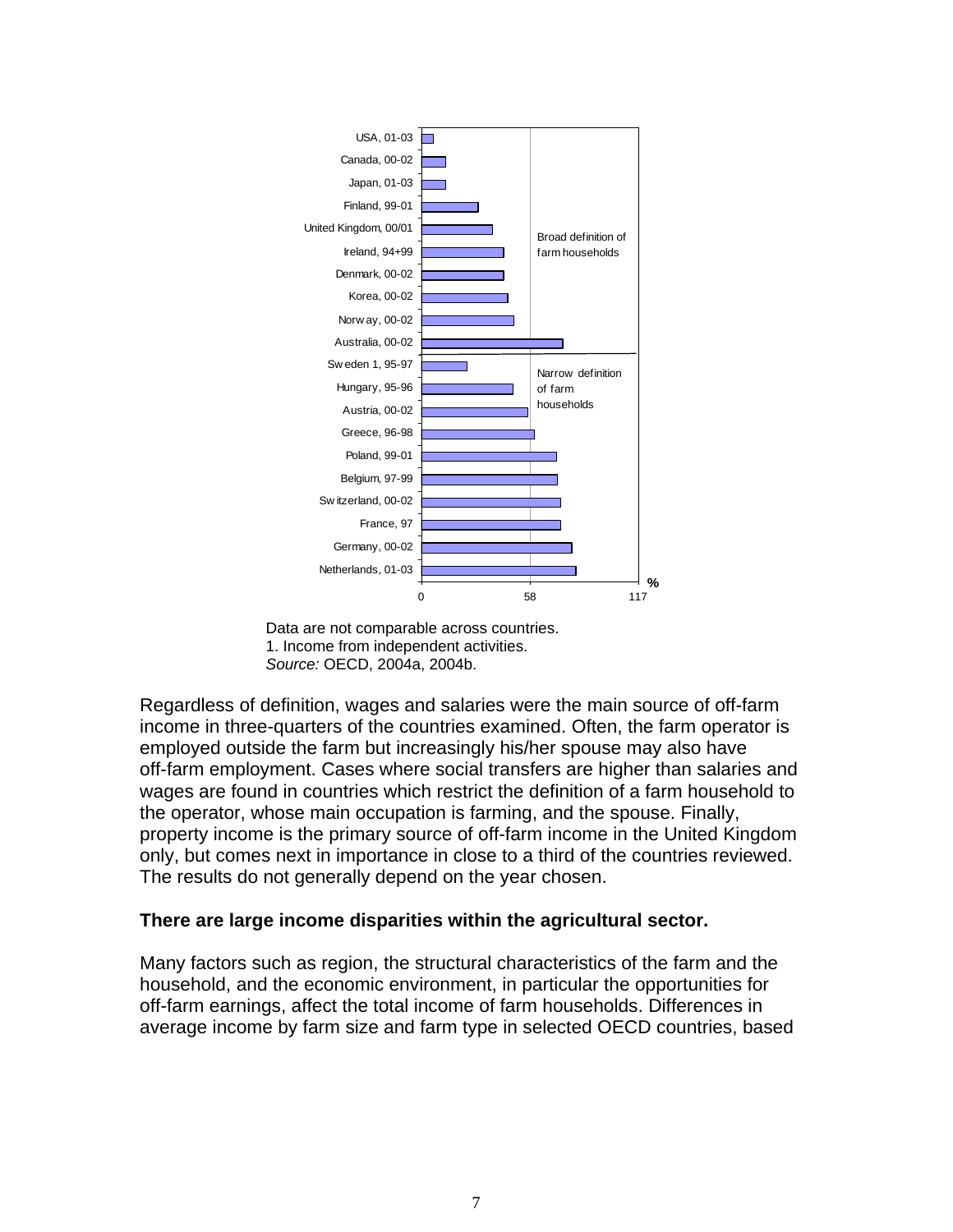Data are not comparable across countries.
1. Income from independent activities.
*Source:* OECD, 2004a, 2004b.

Regardless of definition, wages and salaries were the main source of off-farm income in three-quarters of the countries examined. Often, the farm operator is employed outside the farm but increasingly his/her spouse may also have off-farm employment. Cases where social transfers are higher than salaries and wages are found in countries which restrict the definition of a farm household to the operator, whose main occupation is farming, and the spouse. Finally, property income is the primary source of off-farm income in the United Kingdom only, but comes next in importance in close to a third of the countries reviewed. The results do not generally depend on the year chosen.

**There are large income disparities within the agricultural sector.**

Many factors such as region, the structural characteristics of the farm and the household, and the economic environment, in particular the opportunities for off-farm earnings, affect the total income of farm households. Differences in average income by farm size and farm type in selected OECD countries, based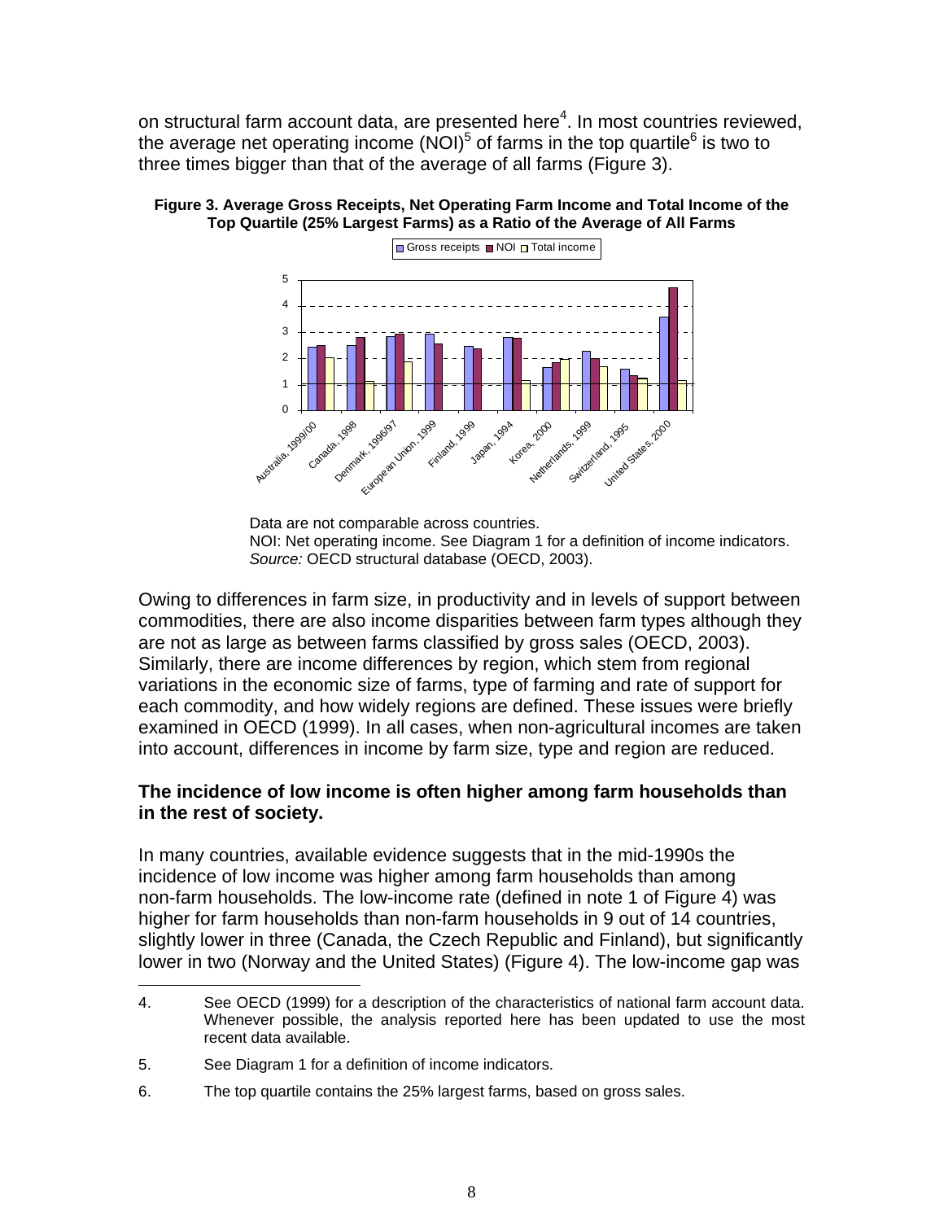on structural farm account data, are presented here[4]. In most countries reviewed, the average net operating income (NOI)[5] of farms in the top quartile[6] is two to three times bigger than that of the average of all farms (Figure 3).

**Figure 3. Average Gross Receipts, Net Operating Farm Income and Total Income of the Top Quartile (25% Largest Farms) as a Ratio of the Average of All Farms**

Data are not comparable across countries.
NOI: Net operating income. See Diagram 1 for a definition of income indicators.
*Source:* OECD structural database (OECD, 2003).

Owing to differences in farm size, in productivity and in levels of support between commodities, there are also income disparities between farm types although they are not as large as between farms classified by gross sales (OECD, 2003). Similarly, there are income differences by region, which stem from regional variations in the economic size of farms, type of farming and rate of support for each commodity, and how widely regions are defined. These issues were briefly examined in OECD (1999). In all cases, when non-agricultural incomes are taken into account, differences in income by farm size, type and region are reduced.

### The incidence of low income is often higher among farm households than in the rest of society.

In many countries, available evidence suggests that in the mid-1990s the incidence of low income was higher among farm households than among non-farm households. The low-income rate (defined in note 1 of Figure 4) was higher for farm households than non-farm households in 9 out of 14 countries, slightly lower in three (Canada, the Czech Republic and Finland), but significantly lower in two (Norway and the United States) (Figure 4). The low-income gap was

---

4. See OECD (1999) for a description of the characteristics of national farm account data. Whenever possible, the analysis reported here has been updated to use the most recent data available.

5. See Diagram 1 for a definition of income indicators.

6. The top quartile contains the 25% largest farms, based on gross sales.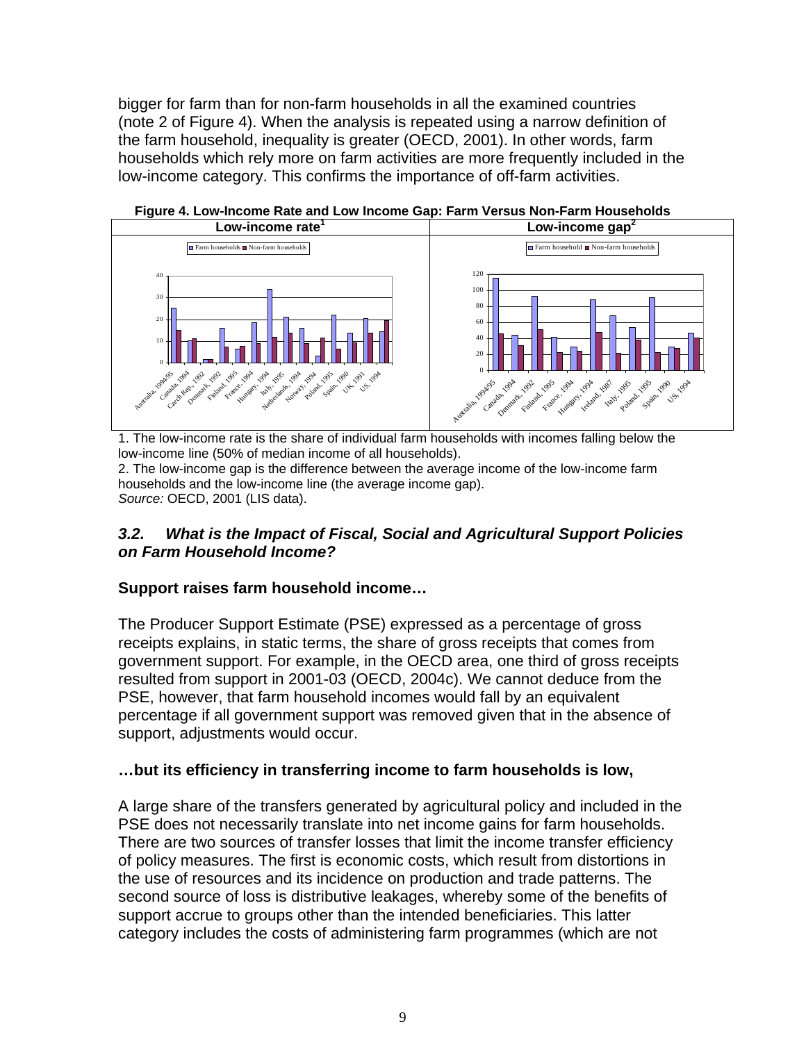bigger for farm than for non-farm households in all the examined countries (note 2 of Figure 4). When the analysis is repeated using a narrow definition of the farm household, inequality is greater (OECD, 2001). In other words, farm households which rely more on farm activities are more frequently included in the low-income category. This confirms the importance of off-farm activities.

**Figure 4. Low-Income Rate and Low Income Gap: Farm Versus Non-Farm Households**

| Low-income rate[1] | Low-income gap[2] |
|---|---|
| | |

1. The low-income rate is the share of individual farm households with incomes falling below the low-income line (50% of median income of all households).
2. The low-income gap is the difference between the average income of the low-income farm households and the low-income line (the average income gap).
*Source:* OECD, 2001 (LIS data).

### *3.2. What is the Impact of Fiscal, Social and Agricultural Support Policies on Farm Household Income?*

**Support raises farm household income…**

The Producer Support Estimate (PSE) expressed as a percentage of gross receipts explains, in static terms, the share of gross receipts that comes from government support. For example, in the OECD area, one third of gross receipts resulted from support in 2001-03 (OECD, 2004c). We cannot deduce from the PSE, however, that farm household incomes would fall by an equivalent percentage if all government support was removed given that in the absence of support, adjustments would occur.

**…but its efficiency in transferring income to farm households is low,**

A large share of the transfers generated by agricultural policy and included in the PSE does not necessarily translate into net income gains for farm households. There are two sources of transfer losses that limit the income transfer efficiency of policy measures. The first is economic costs, which result from distortions in the use of resources and its incidence on production and trade patterns. The second source of loss is distributive leakages, whereby some of the benefits of support accrue to groups other than the intended beneficiaries. This latter category includes the costs of administering farm programmes (which are not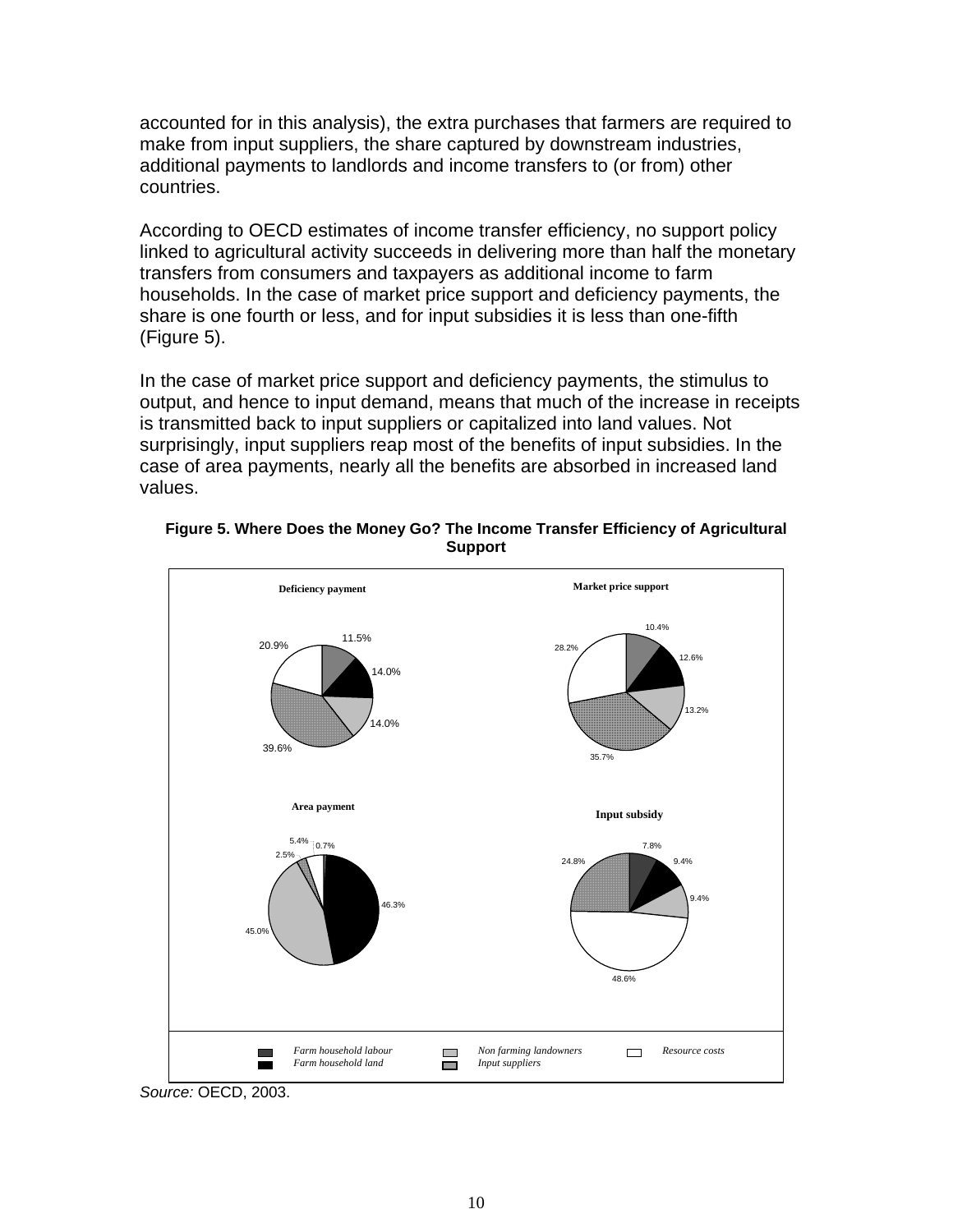accounted for in this analysis), the extra purchases that farmers are required to make from input suppliers, the share captured by downstream industries, additional payments to landlords and income transfers to (or from) other countries.

According to OECD estimates of income transfer efficiency, no support policy linked to agricultural activity succeeds in delivering more than half the monetary transfers from consumers and taxpayers as additional income to farm households. In the case of market price support and deficiency payments, the share is one fourth or less, and for input subsidies it is less than one-fifth (Figure 5).

In the case of market price support and deficiency payments, the stimulus to output, and hence to input demand, means that much of the increase in receipts is transmitted back to input suppliers or capitalized into land values. Not surprisingly, input suppliers reap most of the benefits of input subsidies. In the case of area payments, nearly all the benefits are absorbed in increased land values.

**Figure 5. Where Does the Money Go? The Income Transfer Efficiency of Agricultural Support**

**Deficiency payment**: 11.5%, 14.0%, 14.0%, 39.6%, 20.9%

**Market price support**: 10.4%, 12.6%, 13.2%, 35.7%, 28.2%

**Area payment**: 0.7%, 46.3%, 45.0%, 2.5%, 5.4%

**Input subsidy**: 7.8%, 9.4%, 9.4%, 48.6%, 24.8%

*Farm household labour* | *Farm household land* | *Non farming landowners* | *Input suppliers* | *Resource costs*

*Source:* OECD, 2003.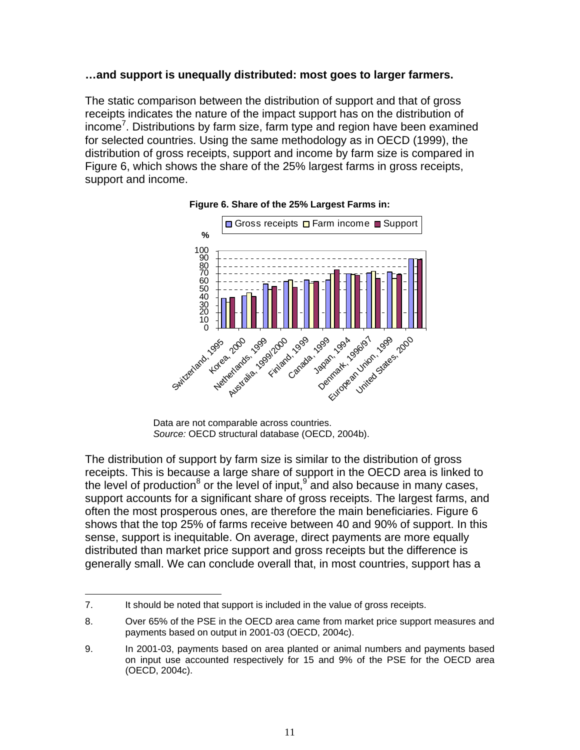**…and support is unequally distributed: most goes to larger farmers.**

The static comparison between the distribution of support and that of gross receipts indicates the nature of the impact support has on the distribution of income[7]. Distributions by farm size, farm type and region have been examined for selected countries. Using the same methodology as in OECD (1999), the distribution of gross receipts, support and income by farm size is compared in Figure 6, which shows the share of the 25% largest farms in gross receipts, support and income.

**Figure 6. Share of the 25% Largest Farms in:**

Data are not comparable across countries.
*Source:* OECD structural database (OECD, 2004b).

The distribution of support by farm size is similar to the distribution of gross receipts. This is because a large share of support in the OECD area is linked to the level of production[8] or the level of input,[9] and also because in many cases, support accounts for a significant share of gross receipts. The largest farms, and often the most prosperous ones, are therefore the main beneficiaries. Figure 6 shows that the top 25% of farms receive between 40 and 90% of support. In this sense, support is inequitable. On average, direct payments are more equally distributed than market price support and gross receipts but the difference is generally small. We can conclude overall that, in most countries, support has a

---

7. It should be noted that support is included in the value of gross receipts.

8. Over 65% of the PSE in the OECD area came from market price support measures and payments based on output in 2001-03 (OECD, 2004c).

9. In 2001-03, payments based on area planted or animal numbers and payments based on input use accounted respectively for 15 and 9% of the PSE for the OECD area (OECD, 2004c).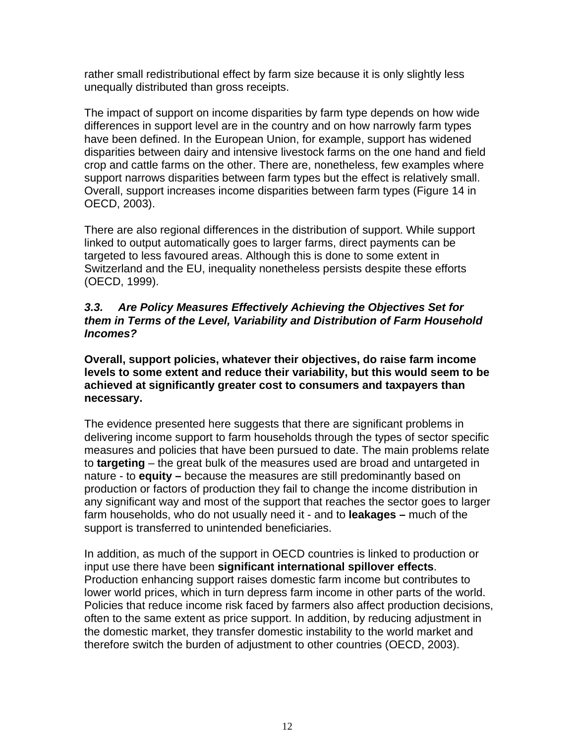rather small redistributional effect by farm size because it is only slightly less unequally distributed than gross receipts.

The impact of support on income disparities by farm type depends on how wide differences in support level are in the country and on how narrowly farm types have been defined. In the European Union, for example, support has widened disparities between dairy and intensive livestock farms on the one hand and field crop and cattle farms on the other. There are, nonetheless, few examples where support narrows disparities between farm types but the effect is relatively small. Overall, support increases income disparities between farm types (Figure 14 in OECD, 2003).

There are also regional differences in the distribution of support. While support linked to output automatically goes to larger farms, direct payments can be targeted to less favoured areas. Although this is done to some extent in Switzerland and the EU, inequality nonetheless persists despite these efforts (OECD, 1999).

### *3.3. Are Policy Measures Effectively Achieving the Objectives Set for them in Terms of the Level, Variability and Distribution of Farm Household Incomes?*

**Overall, support policies, whatever their objectives, do raise farm income levels to some extent and reduce their variability, but this would seem to be achieved at significantly greater cost to consumers and taxpayers than necessary.**

The evidence presented here suggests that there are significant problems in delivering income support to farm households through the types of sector specific measures and policies that have been pursued to date. The main problems relate to **targeting** – the great bulk of the measures used are broad and untargeted in nature - to **equity –** because the measures are still predominantly based on production or factors of production they fail to change the income distribution in any significant way and most of the support that reaches the sector goes to larger farm households, who do not usually need it - and to **leakages –** much of the support is transferred to unintended beneficiaries.

In addition, as much of the support in OECD countries is linked to production or input use there have been **significant international spillover effects**. Production enhancing support raises domestic farm income but contributes to lower world prices, which in turn depress farm income in other parts of the world. Policies that reduce income risk faced by farmers also affect production decisions, often to the same extent as price support. In addition, by reducing adjustment in the domestic market, they transfer domestic instability to the world market and therefore switch the burden of adjustment to other countries (OECD, 2003).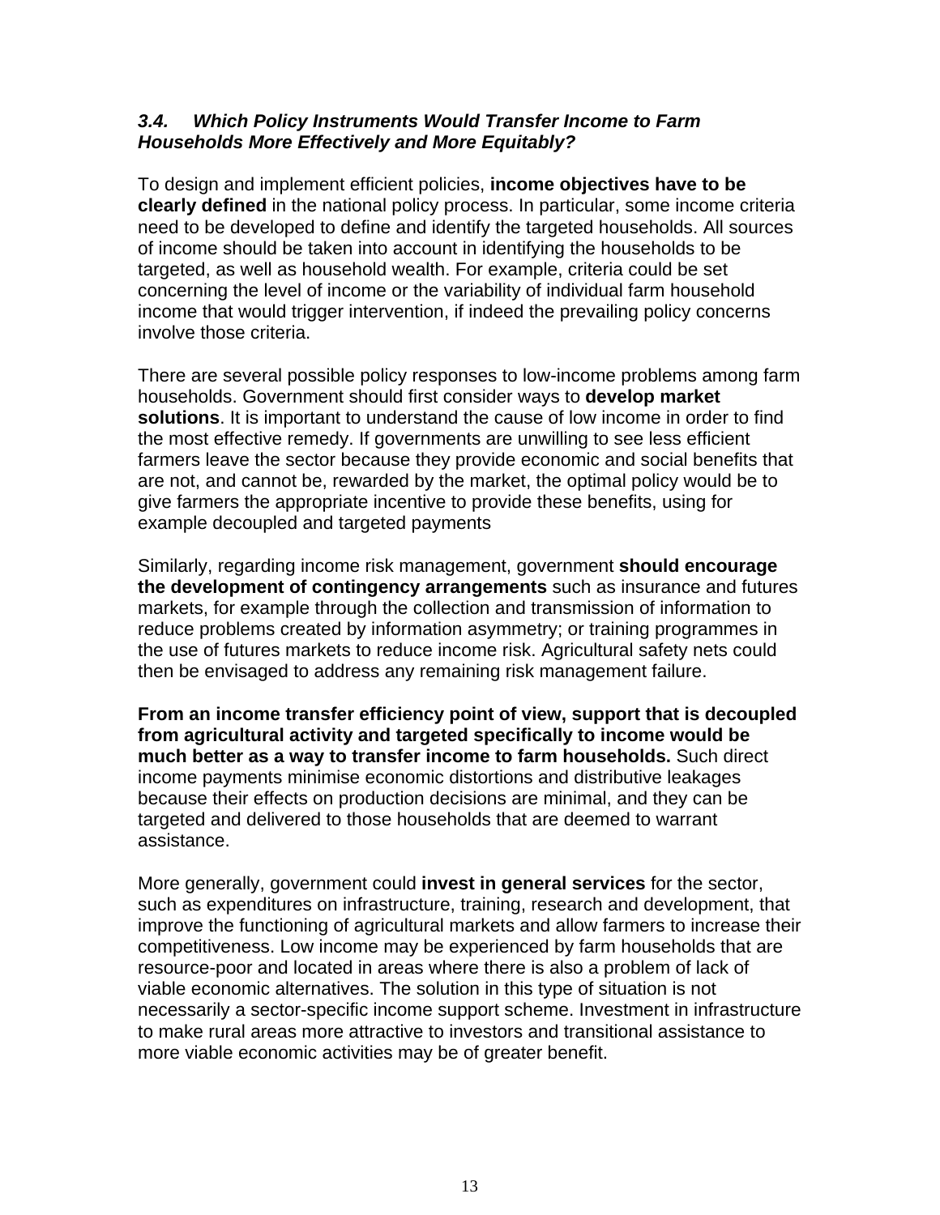### *3.4. Which Policy Instruments Would Transfer Income to Farm Households More Effectively and More Equitably?*

To design and implement efficient policies, **income objectives have to be clearly defined** in the national policy process. In particular, some income criteria need to be developed to define and identify the targeted households. All sources of income should be taken into account in identifying the households to be targeted, as well as household wealth. For example, criteria could be set concerning the level of income or the variability of individual farm household income that would trigger intervention, if indeed the prevailing policy concerns involve those criteria.

There are several possible policy responses to low-income problems among farm households. Government should first consider ways to **develop market solutions**. It is important to understand the cause of low income in order to find the most effective remedy. If governments are unwilling to see less efficient farmers leave the sector because they provide economic and social benefits that are not, and cannot be, rewarded by the market, the optimal policy would be to give farmers the appropriate incentive to provide these benefits, using for example decoupled and targeted payments

Similarly, regarding income risk management, government **should encourage the development of contingency arrangements** such as insurance and futures markets, for example through the collection and transmission of information to reduce problems created by information asymmetry; or training programmes in the use of futures markets to reduce income risk. Agricultural safety nets could then be envisaged to address any remaining risk management failure.

**From an income transfer efficiency point of view, support that is decoupled from agricultural activity and targeted specifically to income would be much better as a way to transfer income to farm households.** Such direct income payments minimise economic distortions and distributive leakages because their effects on production decisions are minimal, and they can be targeted and delivered to those households that are deemed to warrant assistance.

More generally, government could **invest in general services** for the sector, such as expenditures on infrastructure, training, research and development, that improve the functioning of agricultural markets and allow farmers to increase their competitiveness. Low income may be experienced by farm households that are resource-poor and located in areas where there is also a problem of lack of viable economic alternatives. The solution in this type of situation is not necessarily a sector-specific income support scheme. Investment in infrastructure to make rural areas more attractive to investors and transitional assistance to more viable economic activities may be of greater benefit.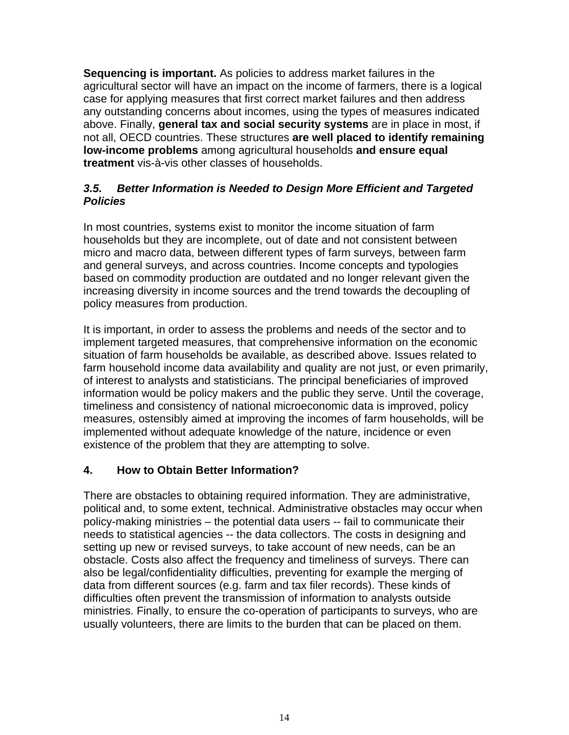**Sequencing is important.** As policies to address market failures in the agricultural sector will have an impact on the income of farmers, there is a logical case for applying measures that first correct market failures and then address any outstanding concerns about incomes, using the types of measures indicated above. Finally, **general tax and social security systems** are in place in most, if not all, OECD countries. These structures **are well placed to identify remaining low-income problems** among agricultural households **and ensure equal treatment** vis-à-vis other classes of households.

### *3.5. Better Information is Needed to Design More Efficient and Targeted Policies*

In most countries, systems exist to monitor the income situation of farm households but they are incomplete, out of date and not consistent between micro and macro data, between different types of farm surveys, between farm and general surveys, and across countries. Income concepts and typologies based on commodity production are outdated and no longer relevant given the increasing diversity in income sources and the trend towards the decoupling of policy measures from production.

It is important, in order to assess the problems and needs of the sector and to implement targeted measures, that comprehensive information on the economic situation of farm households be available, as described above. Issues related to farm household income data availability and quality are not just, or even primarily, of interest to analysts and statisticians. The principal beneficiaries of improved information would be policy makers and the public they serve. Until the coverage, timeliness and consistency of national microeconomic data is improved, policy measures, ostensibly aimed at improving the incomes of farm households, will be implemented without adequate knowledge of the nature, incidence or even existence of the problem that they are attempting to solve.

## 4. How to Obtain Better Information?

There are obstacles to obtaining required information. They are administrative, political and, to some extent, technical. Administrative obstacles may occur when policy-making ministries – the potential data users -- fail to communicate their needs to statistical agencies -- the data collectors. The costs in designing and setting up new or revised surveys, to take account of new needs, can be an obstacle. Costs also affect the frequency and timeliness of surveys. There can also be legal/confidentiality difficulties, preventing for example the merging of data from different sources (e.g. farm and tax filer records). These kinds of difficulties often prevent the transmission of information to analysts outside ministries. Finally, to ensure the co-operation of participants to surveys, who are usually volunteers, there are limits to the burden that can be placed on them.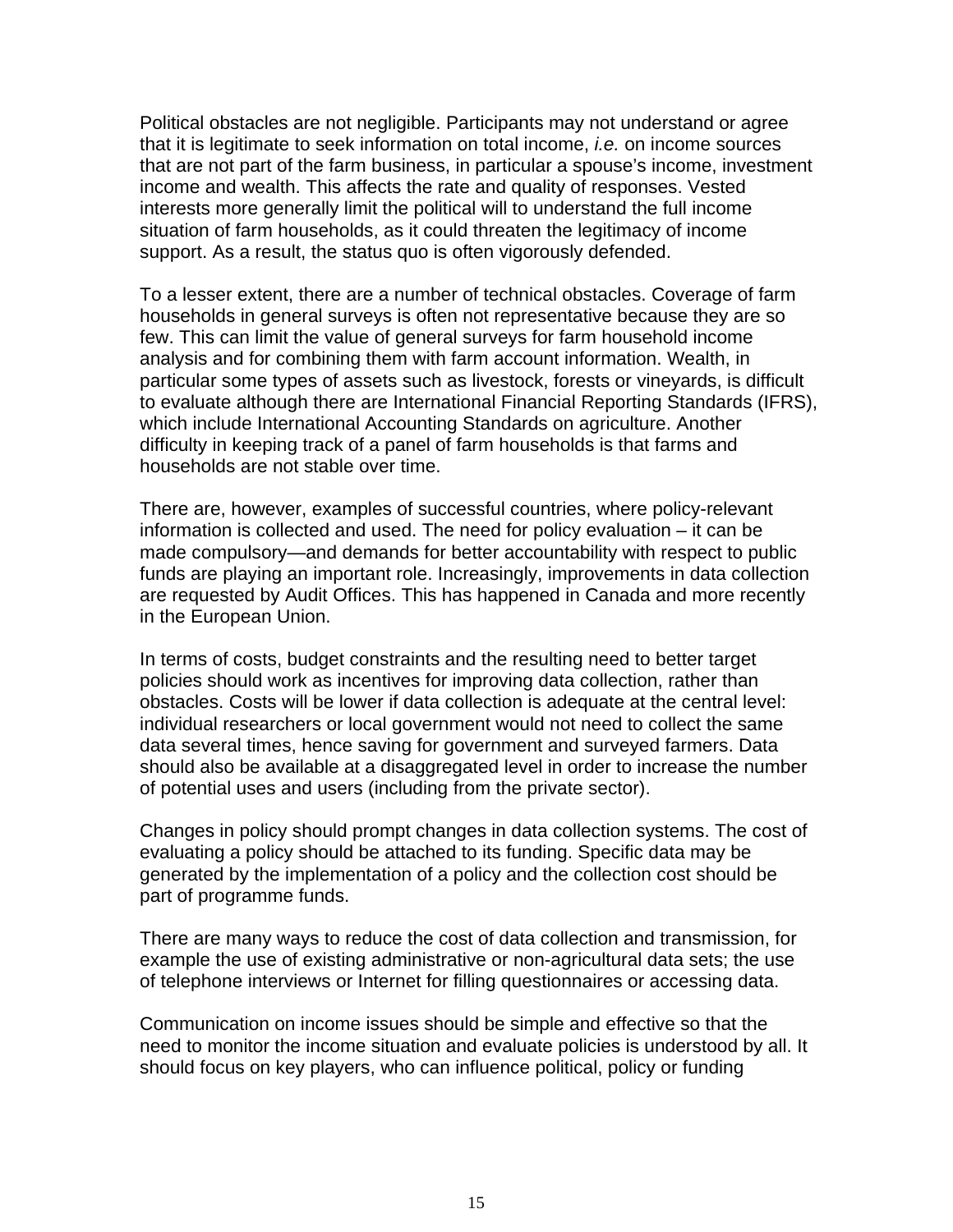Political obstacles are not negligible. Participants may not understand or agree that it is legitimate to seek information on total income, *i.e.* on income sources that are not part of the farm business, in particular a spouse's income, investment income and wealth. This affects the rate and quality of responses. Vested interests more generally limit the political will to understand the full income situation of farm households, as it could threaten the legitimacy of income support. As a result, the status quo is often vigorously defended.

To a lesser extent, there are a number of technical obstacles. Coverage of farm households in general surveys is often not representative because they are so few. This can limit the value of general surveys for farm household income analysis and for combining them with farm account information. Wealth, in particular some types of assets such as livestock, forests or vineyards, is difficult to evaluate although there are International Financial Reporting Standards (IFRS), which include International Accounting Standards on agriculture. Another difficulty in keeping track of a panel of farm households is that farms and households are not stable over time.

There are, however, examples of successful countries, where policy-relevant information is collected and used. The need for policy evaluation – it can be made compulsory—and demands for better accountability with respect to public funds are playing an important role. Increasingly, improvements in data collection are requested by Audit Offices. This has happened in Canada and more recently in the European Union.

In terms of costs, budget constraints and the resulting need to better target policies should work as incentives for improving data collection, rather than obstacles. Costs will be lower if data collection is adequate at the central level: individual researchers or local government would not need to collect the same data several times, hence saving for government and surveyed farmers. Data should also be available at a disaggregated level in order to increase the number of potential uses and users (including from the private sector).

Changes in policy should prompt changes in data collection systems. The cost of evaluating a policy should be attached to its funding. Specific data may be generated by the implementation of a policy and the collection cost should be part of programme funds.

There are many ways to reduce the cost of data collection and transmission, for example the use of existing administrative or non-agricultural data sets; the use of telephone interviews or Internet for filling questionnaires or accessing data.

Communication on income issues should be simple and effective so that the need to monitor the income situation and evaluate policies is understood by all. It should focus on key players, who can influence political, policy or funding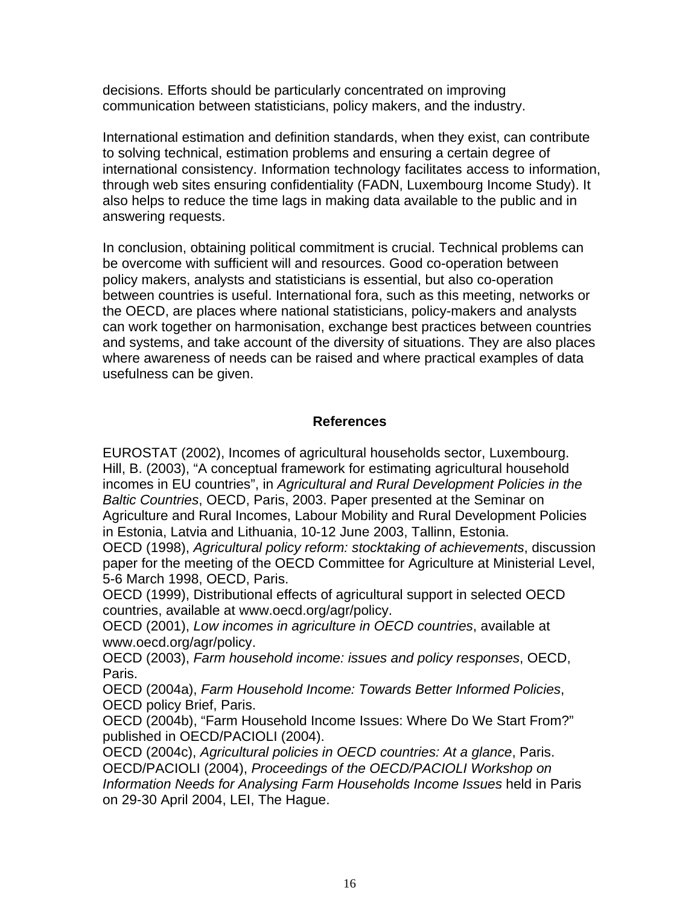decisions. Efforts should be particularly concentrated on improving communication between statisticians, policy makers, and the industry.

International estimation and definition standards, when they exist, can contribute to solving technical, estimation problems and ensuring a certain degree of international consistency. Information technology facilitates access to information, through web sites ensuring confidentiality (FADN, Luxembourg Income Study). It also helps to reduce the time lags in making data available to the public and in answering requests.

In conclusion, obtaining political commitment is crucial. Technical problems can be overcome with sufficient will and resources. Good co-operation between policy makers, analysts and statisticians is essential, but also co-operation between countries is useful. International fora, such as this meeting, networks or the OECD, are places where national statisticians, policy-makers and analysts can work together on harmonisation, exchange best practices between countries and systems, and take account of the diversity of situations. They are also places where awareness of needs can be raised and where practical examples of data usefulness can be given.

## References

EUROSTAT (2002), Incomes of agricultural households sector, Luxembourg.

Hill, B. (2003), "A conceptual framework for estimating agricultural household incomes in EU countries", in *Agricultural and Rural Development Policies in the Baltic Countries*, OECD, Paris, 2003. Paper presented at the Seminar on Agriculture and Rural Incomes, Labour Mobility and Rural Development Policies in Estonia, Latvia and Lithuania, 10-12 June 2003, Tallinn, Estonia.

OECD (1998), *Agricultural policy reform: stocktaking of achievements*, discussion paper for the meeting of the OECD Committee for Agriculture at Ministerial Level, 5-6 March 1998, OECD, Paris.

OECD (1999), Distributional effects of agricultural support in selected OECD countries, available at www.oecd.org/agr/policy.

OECD (2001), *Low incomes in agriculture in OECD countries*, available at www.oecd.org/agr/policy.

OECD (2003), *Farm household income: issues and policy responses*, OECD, Paris.

OECD (2004a), *Farm Household Income: Towards Better Informed Policies*, OECD policy Brief, Paris.

OECD (2004b), "Farm Household Income Issues: Where Do We Start From?" published in OECD/PACIOLI (2004).

OECD (2004c), *Agricultural policies in OECD countries: At a glance*, Paris.

OECD/PACIOLI (2004), *Proceedings of the OECD/PACIOLI Workshop on Information Needs for Analysing Farm Households Income Issues* held in Paris on 29-30 April 2004, LEI, The Hague.